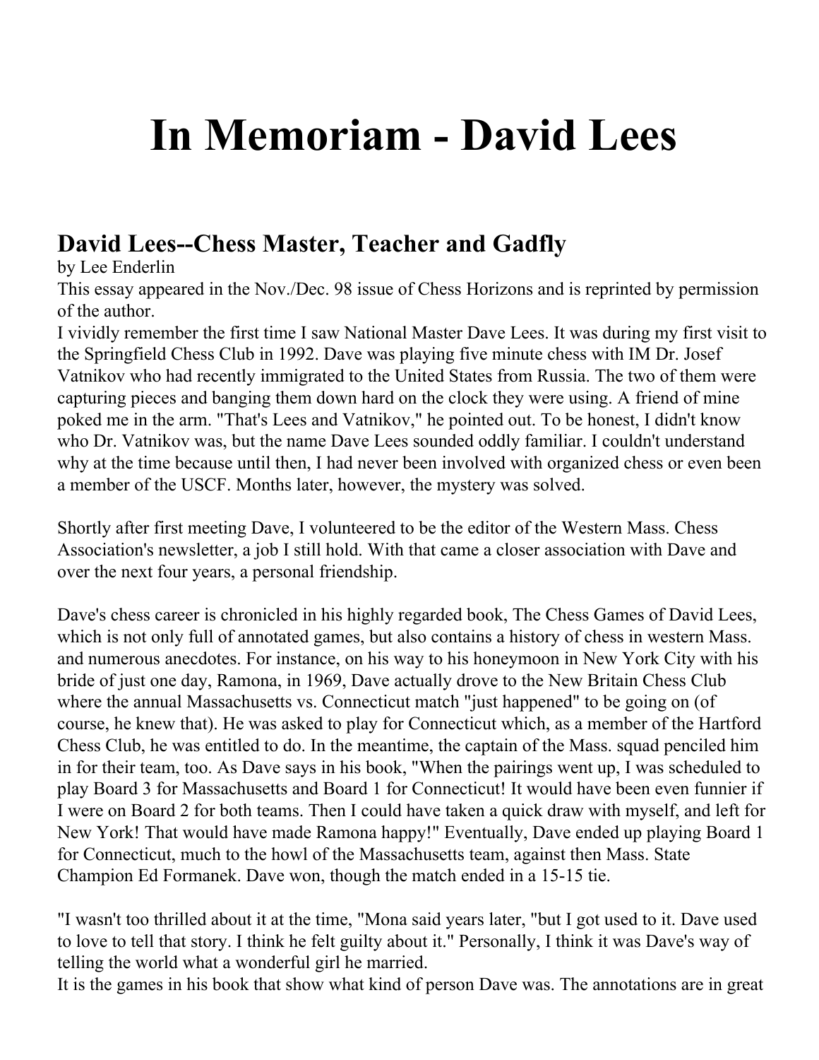# In Memoriam - David Lees

## David Lees--Chess Master, Teacher and Gadfly

by Lee Enderlin

This essay appeared in the Nov./Dec. 98 issue of Chess Horizons and is reprinted by permission of the author.

I vividly remember the first time I saw National Master Dave Lees. It was during my first visit to the Springfield Chess Club in 1992. Dave was playing five minute chess with IM Dr. Josef Vatnikov who had recently immigrated to the United States from Russia. The two of them were capturing pieces and banging them down hard on the clock they were using. A friend of mine poked me in the arm. "That's Lees and Vatnikov," he pointed out. To be honest, I didn't know who Dr. Vatnikov was, but the name Dave Lees sounded oddly familiar. I couldn't understand why at the time because until then, I had never been involved with organized chess or even been a member of the USCF. Months later, however, the mystery was solved.

Shortly after first meeting Dave, I volunteered to be the editor of the Western Mass. Chess Association's newsletter, a job I still hold. With that came a closer association with Dave and over the next four years, a personal friendship.

Dave's chess career is chronicled in his highly regarded book, The Chess Games of David Lees, which is not only full of annotated games, but also contains a history of chess in western Mass. and numerous anecdotes. For instance, on his way to his honeymoon in New York City with his bride of just one day, Ramona, in 1969, Dave actually drove to the New Britain Chess Club where the annual Massachusetts vs. Connecticut match "just happened" to be going on (of course, he knew that). He was asked to play for Connecticut which, as a member of the Hartford Chess Club, he was entitled to do. In the meantime, the captain of the Mass. squad penciled him in for their team, too. As Dave says in his book, "When the pairings went up, I was scheduled to play Board 3 for Massachusetts and Board 1 for Connecticut! It would have been even funnier if I were on Board 2 for both teams. Then I could have taken a quick draw with myself, and left for New York! That would have made Ramona happy!" Eventually, Dave ended up playing Board 1 for Connecticut, much to the howl of the Massachusetts team, against then Mass. State Champion Ed Formanek. Dave won, though the match ended in a 15-15 tie.

"I wasn't too thrilled about it at the time, "Mona said years later, "but I got used to it. Dave used to love to tell that story. I think he felt guilty about it." Personally, I think it was Dave's way of telling the world what a wonderful girl he married.

It is the games in his book that show what kind of person Dave was. The annotations are in great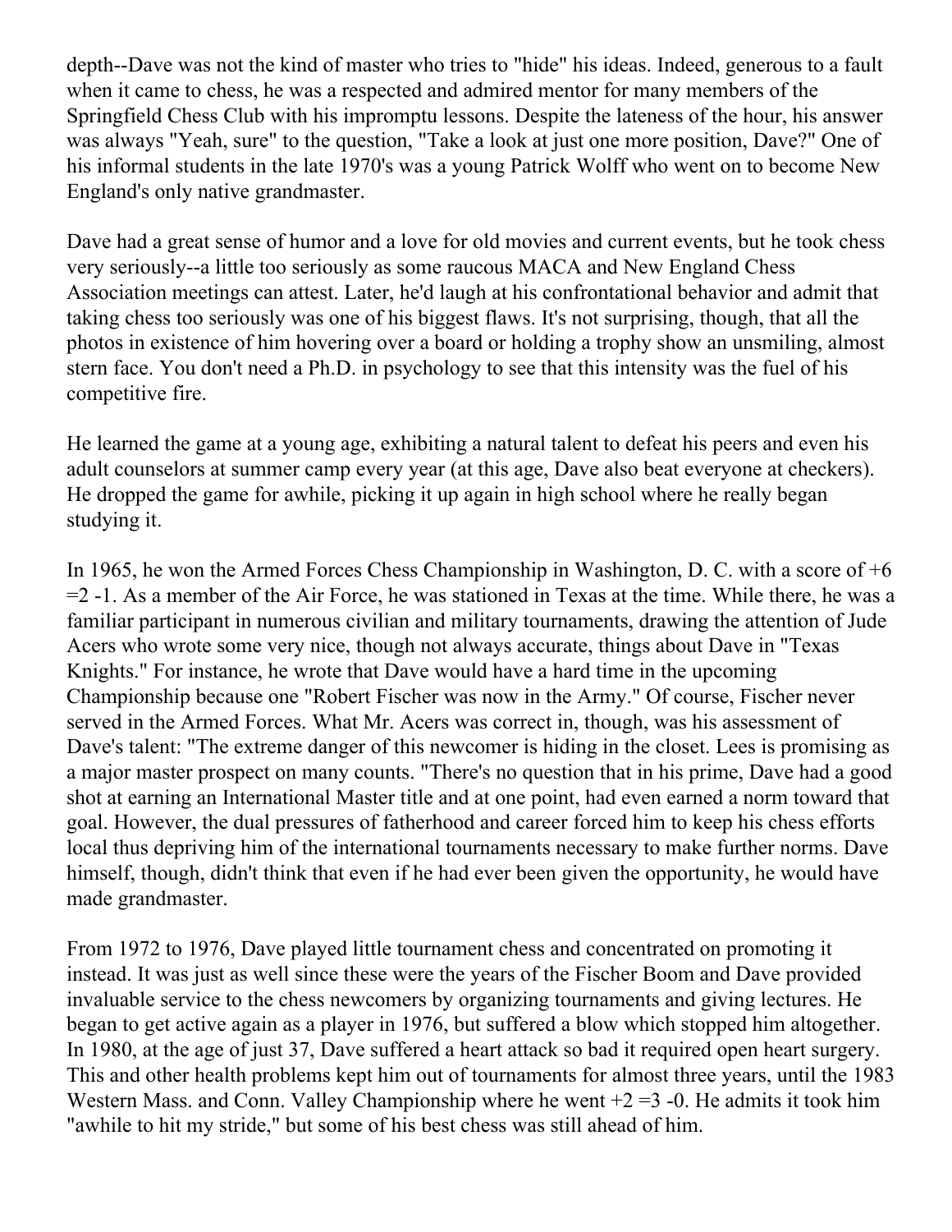depth--Dave was not the kind of master who tries to "hide" his ideas. Indeed, generous to a fault when it came to chess, he was a respected and admired mentor for many members of the Springfield Chess Club with his impromptu lessons. Despite the lateness of the hour, his answer was always "Yeah, sure" to the question, "Take a look at just one more position, Dave?" One of his informal students in the late 1970's was a young Patrick Wolff who went on to become New England's only native grandmaster.

Dave had a great sense of humor and a love for old movies and current events, but he took chess very seriously--a little too seriously as some raucous MACA and New England Chess Association meetings can attest. Later, he'd laugh at his confrontational behavior and admit that taking chess too seriously was one of his biggest flaws. It's not surprising, though, that all the photos in existence of him hovering over a board or holding a trophy show an unsmiling, almost stern face. You don't need a Ph.D. in psychology to see that this intensity was the fuel of his competitive fire.

He learned the game at a young age, exhibiting a natural talent to defeat his peers and even his adult counselors at summer camp every year (at this age, Dave also beat everyone at checkers). He dropped the game for awhile, picking it up again in high school where he really began studying it.

In 1965, he won the Armed Forces Chess Championship in Washington, D. C. with a score of +6 =2 -1. As a member of the Air Force, he was stationed in Texas at the time. While there, he was a familiar participant in numerous civilian and military tournaments, drawing the attention of Jude Acers who wrote some very nice, though not always accurate, things about Dave in "Texas Knights." For instance, he wrote that Dave would have a hard time in the upcoming Championship because one "Robert Fischer was now in the Army." Of course, Fischer never served in the Armed Forces. What Mr. Acers was correct in, though, was his assessment of Dave's talent: "The extreme danger of this newcomer is hiding in the closet. Lees is promising as a major master prospect on many counts. "There's no question that in his prime, Dave had a good shot at earning an International Master title and at one point, had even earned a norm toward that goal. However, the dual pressures of fatherhood and career forced him to keep his chess efforts local thus depriving him of the international tournaments necessary to make further norms. Dave himself, though, didn't think that even if he had ever been given the opportunity, he would have made grandmaster.

From 1972 to 1976, Dave played little tournament chess and concentrated on promoting it instead. It was just as well since these were the years of the Fischer Boom and Dave provided invaluable service to the chess newcomers by organizing tournaments and giving lectures. He began to get active again as a player in 1976, but suffered a blow which stopped him altogether. In 1980, at the age of just 37, Dave suffered a heart attack so bad it required open heart surgery. This and other health problems kept him out of tournaments for almost three years, until the 1983 Western Mass. and Conn. Valley Championship where he went +2 =3 -0. He admits it took him "awhile to hit my stride," but some of his best chess was still ahead of him.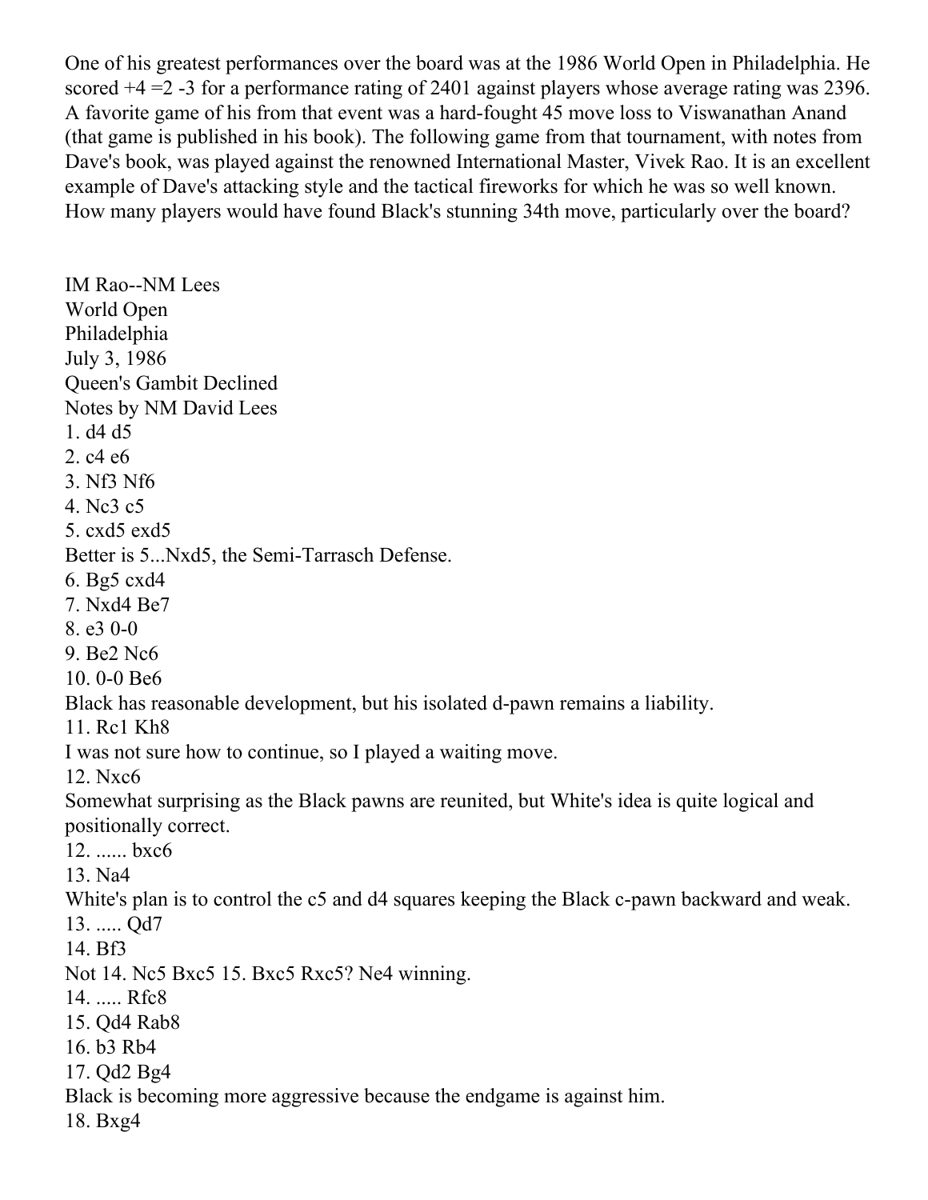One of his greatest performances over the board was at the 1986 World Open in Philadelphia. He scored +4 =2 -3 for a performance rating of 2401 against players whose average rating was 2396. A favorite game of his from that event was a hard-fought 45 move loss to Viswanathan Anand (that game is published in his book). The following game from that tournament, with notes from Dave's book, was played against the renowned International Master, Vivek Rao. It is an excellent example of Dave's attacking style and the tactical fireworks for which he was so well known. How many players would have found Black's stunning 34th move, particularly over the board?

IM Rao--NM Lees
World Open
Philadelphia
July 3, 1986
Queen's Gambit Declined
Notes by NM David Lees

1. d4 d5
2. c4 e6
3. Nf3 Nf6
4. Nc3 c5
5. cxd5 exd5

Better is 5...Nxd5, the Semi-Tarrasch Defense.

6. Bg5 cxd4
7. Nxd4 Be7
8. e3 0-0
9. Be2 Nc6
10. 0-0 Be6

Black has reasonable development, but his isolated d-pawn remains a liability.

11. Rc1 Kh8

I was not sure how to continue, so I played a waiting move.

12. Nxc6

Somewhat surprising as the Black pawns are reunited, but White's idea is quite logical and positionally correct.

12. ...... bxc6
13. Na4

White's plan is to control the c5 and d4 squares keeping the Black c-pawn backward and weak.

13. ..... Qd7
14. Bf3

Not 14. Nc5 Bxc5 15. Bxc5 Rxc5? Ne4 winning.

14. ..... Rfc8
15. Qd4 Rab8
16. b3 Rb4
17. Qd2 Bg4

Black is becoming more aggressive because the endgame is against him.

18. Bxg4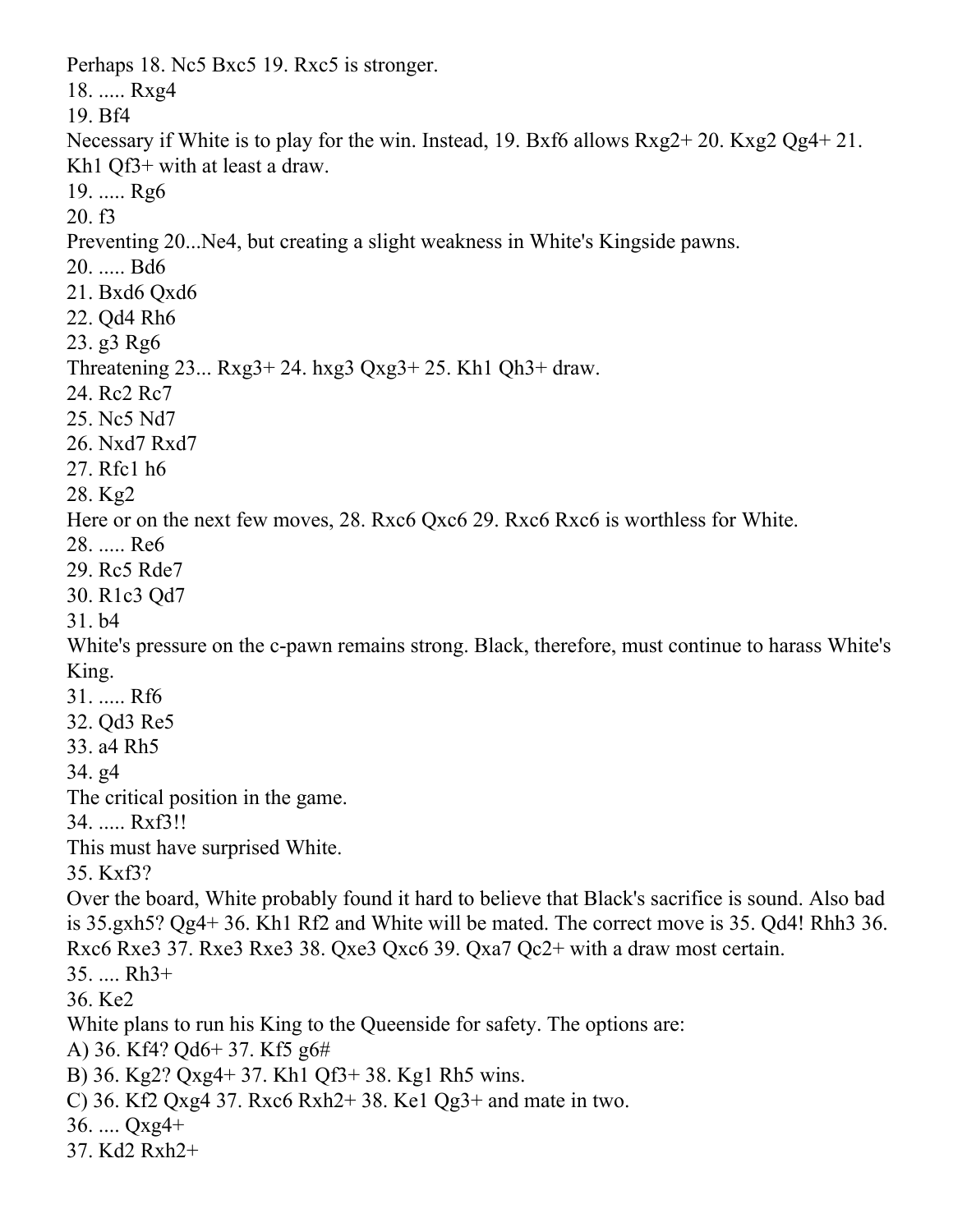Perhaps 18. Nc5 Bxc5 19. Rxc5 is stronger.

18. ..... Rxg4

19. Bf4

Necessary if White is to play for the win. Instead, 19. Bxf6 allows Rxg2+ 20. Kxg2 Qg4+ 21. Kh1 Qf3+ with at least a draw.

19. ..... Rg6

20. f3

Preventing 20...Ne4, but creating a slight weakness in White's Kingside pawns.

20. ..... Bd6

21. Bxd6 Qxd6

22. Qd4 Rh6

23. g3 Rg6

Threatening 23... Rxg3+ 24. hxg3 Qxg3+ 25. Kh1 Qh3+ draw.

24. Rc2 Rc7

25. Nc5 Nd7

26. Nxd7 Rxd7

27. Rfc1 h6

28. Kg2

Here or on the next few moves, 28. Rxc6 Qxc6 29. Rxc6 Rxc6 is worthless for White.

28. ..... Re6

29. Rc5 Rde7

30. R1c3 Qd7

31. b4

White's pressure on the c-pawn remains strong. Black, therefore, must continue to harass White's King.

31. ..... Rf6

32. Qd3 Re5

33. a4 Rh5

34. g4

The critical position in the game.

34. ..... Rxf3!!

This must have surprised White.

35. Kxf3?

Over the board, White probably found it hard to believe that Black's sacrifice is sound. Also bad is 35.gxh5? Qg4+ 36. Kh1 Rf2 and White will be mated. The correct move is 35. Qd4! Rhh3 36. Rxc6 Rxe3 37. Rxe3 Rxe3 38. Qxe3 Qxc6 39. Qxa7 Qc2+ with a draw most certain.

35. .... Rh3+

36. Ke2

White plans to run his King to the Queenside for safety. The options are:

A) 36. Kf4? Qd6+ 37. Kf5 g6#

B) 36. Kg2? Qxg4+ 37. Kh1 Qf3+ 38. Kg1 Rh5 wins.

C) 36. Kf2 Qxg4 37. Rxc6 Rxh2+ 38. Ke1 Qg3+ and mate in two.

36. .... Qxg4+

37. Kd2 Rxh2+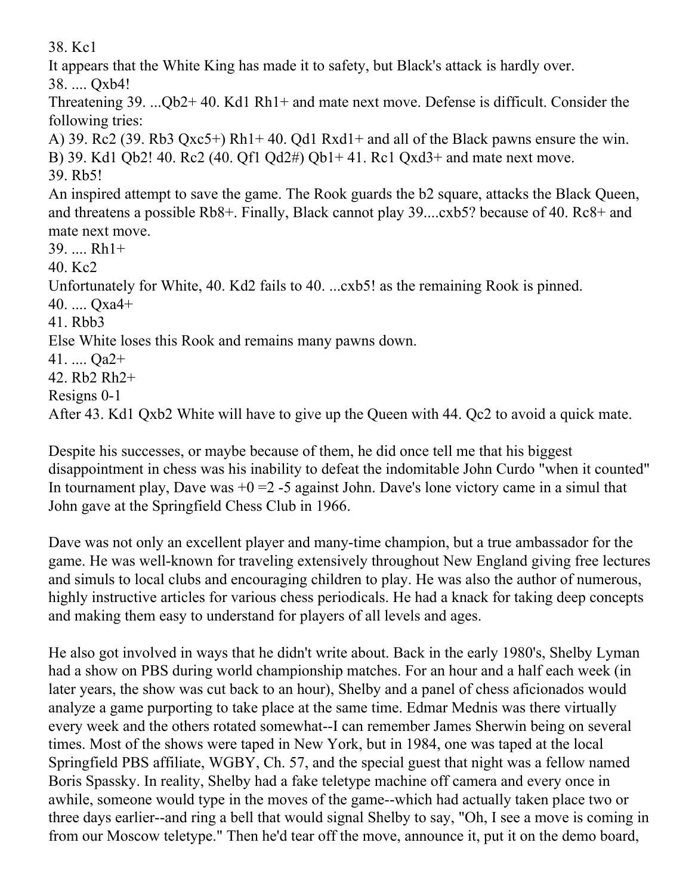38. Kc1

It appears that the White King has made it to safety, but Black's attack is hardly over.

38. .... Qxb4!

Threatening 39. ...Qb2+ 40. Kd1 Rh1+ and mate next move. Defense is difficult. Consider the following tries:

A) 39. Rc2 (39. Rb3 Qxc5+) Rh1+ 40. Qd1 Rxd1+ and all of the Black pawns ensure the win.

B) 39. Kd1 Qb2! 40. Rc2 (40. Qf1 Qd2#) Qb1+ 41. Rc1 Qxd3+ and mate next move.

39. Rb5!

An inspired attempt to save the game. The Rook guards the b2 square, attacks the Black Queen, and threatens a possible Rb8+. Finally, Black cannot play 39....cxb5? because of 40. Rc8+ and mate next move.

39. .... Rh1+

40. Kc2

Unfortunately for White, 40. Kd2 fails to 40. ...cxb5! as the remaining Rook is pinned.

40. .... Qxa4+

41. Rbb3

Else White loses this Rook and remains many pawns down.

41. .... Qa2+

42. Rb2 Rh2+

Resigns 0-1

After 43. Kd1 Qxb2 White will have to give up the Queen with 44. Qc2 to avoid a quick mate.

Despite his successes, or maybe because of them, he did once tell me that his biggest disappointment in chess was his inability to defeat the indomitable John Curdo "when it counted" In tournament play, Dave was +0 =2 -5 against John. Dave's lone victory came in a simul that John gave at the Springfield Chess Club in 1966.

Dave was not only an excellent player and many-time champion, but a true ambassador for the game. He was well-known for traveling extensively throughout New England giving free lectures and simuls to local clubs and encouraging children to play. He was also the author of numerous, highly instructive articles for various chess periodicals. He had a knack for taking deep concepts and making them easy to understand for players of all levels and ages.

He also got involved in ways that he didn't write about. Back in the early 1980's, Shelby Lyman had a show on PBS during world championship matches. For an hour and a half each week (in later years, the show was cut back to an hour), Shelby and a panel of chess aficionados would analyze a game purporting to take place at the same time. Edmar Mednis was there virtually every week and the others rotated somewhat--I can remember James Sherwin being on several times. Most of the shows were taped in New York, but in 1984, one was taped at the local Springfield PBS affiliate, WGBY, Ch. 57, and the special guest that night was a fellow named Boris Spassky. In reality, Shelby had a fake teletype machine off camera and every once in awhile, someone would type in the moves of the game--which had actually taken place two or three days earlier--and ring a bell that would signal Shelby to say, "Oh, I see a move is coming in from our Moscow teletype." Then he'd tear off the move, announce it, put it on the demo board,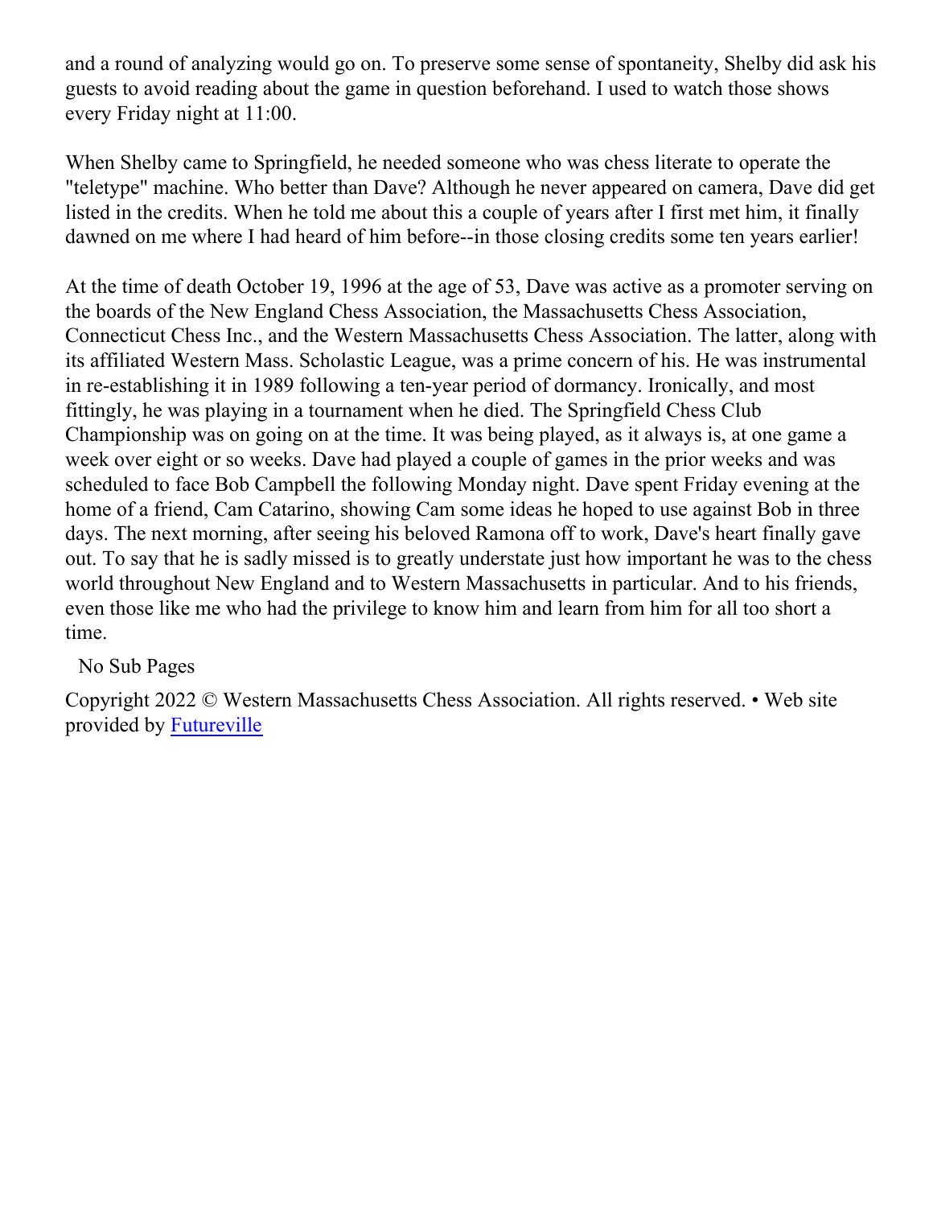and a round of analyzing would go on. To preserve some sense of spontaneity, Shelby did ask his guests to avoid reading about the game in question beforehand. I used to watch those shows every Friday night at 11:00.

When Shelby came to Springfield, he needed someone who was chess literate to operate the "teletype" machine. Who better than Dave? Although he never appeared on camera, Dave did get listed in the credits. When he told me about this a couple of years after I first met him, it finally dawned on me where I had heard of him before--in those closing credits some ten years earlier!

At the time of death October 19, 1996 at the age of 53, Dave was active as a promoter serving on the boards of the New England Chess Association, the Massachusetts Chess Association, Connecticut Chess Inc., and the Western Massachusetts Chess Association. The latter, along with its affiliated Western Mass. Scholastic League, was a prime concern of his. He was instrumental in re-establishing it in 1989 following a ten-year period of dormancy. Ironically, and most fittingly, he was playing in a tournament when he died. The Springfield Chess Club Championship was on going on at the time. It was being played, as it always is, at one game a week over eight or so weeks. Dave had played a couple of games in the prior weeks and was scheduled to face Bob Campbell the following Monday night. Dave spent Friday evening at the home of a friend, Cam Catarino, showing Cam some ideas he hoped to use against Bob in three days. The next morning, after seeing his beloved Ramona off to work, Dave's heart finally gave out. To say that he is sadly missed is to greatly understate just how important he was to the chess world throughout New England and to Western Massachusetts in particular. And to his friends, even those like me who had the privilege to know him and learn from him for all too short a time.

No Sub Pages

Copyright 2022 © Western Massachusetts Chess Association. All rights reserved. • Web site provided by Futureville